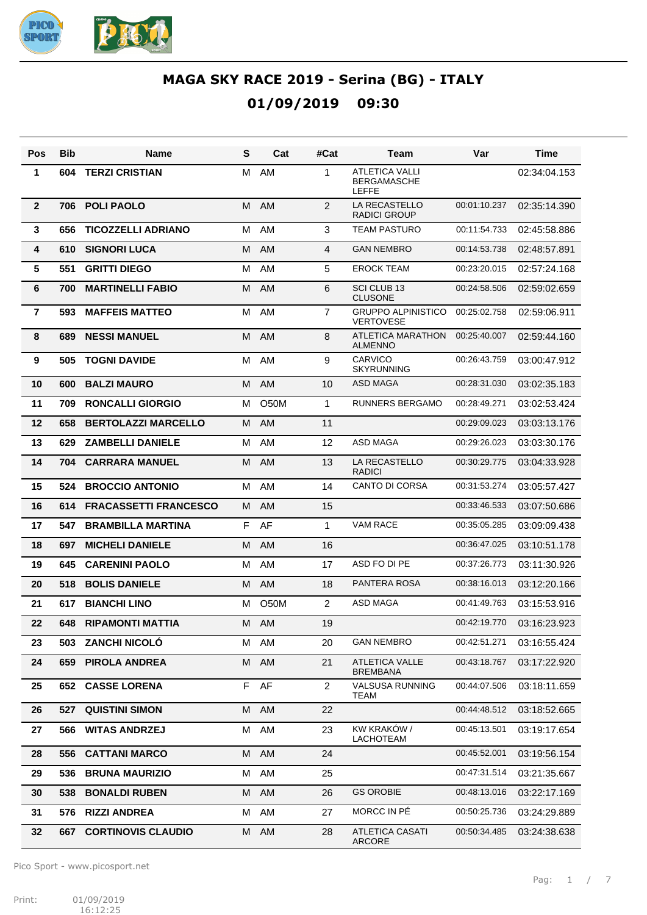# MAGA SKY RACE 2019 - Serina (BG) - ITALY

## 01/09/2019 09:30

| Pos | Bib | Name | S | Cat | #Cat | Team | Var | Time |
|---|---|---|---|---|---|---|---|---|
| 1 | 604 | TERZI CRISTIAN | M | AM | 1 | ATLETICA VALLI BERGAMASCHE LEFFE | | 02:34:04.153 |
| 2 | 706 | POLI PAOLO | M | AM | 2 | LA RECASTELLO RADICI GROUP | 00:01:10.237 | 02:35:14.390 |
| 3 | 656 | TICOZZELLI ADRIANO | M | AM | 3 | TEAM PASTURO | 00:11:54.733 | 02:45:58.886 |
| 4 | 610 | SIGNORI LUCA | M | AM | 4 | GAN NEMBRO | 00:14:53.738 | 02:48:57.891 |
| 5 | 551 | GRITTI DIEGO | M | AM | 5 | EROCK TEAM | 00:23:20.015 | 02:57:24.168 |
| 6 | 700 | MARTINELLI FABIO | M | AM | 6 | SCI CLUB 13 CLUSONE | 00:24:58.506 | 02:59:02.659 |
| 7 | 593 | MAFFEIS MATTEO | M | AM | 7 | GRUPPO ALPINISTICO VERTOVESE | 00:25:02.758 | 02:59:06.911 |
| 8 | 689 | NESSI MANUEL | M | AM | 8 | ATLETICA MARATHON ALMENNO | 00:25:40.007 | 02:59:44.160 |
| 9 | 505 | TOGNI DAVIDE | M | AM | 9 | CARVICO SKYRUNNING | 00:26:43.759 | 03:00:47.912 |
| 10 | 600 | BALZI MAURO | M | AM | 10 | ASD MAGA | 00:28:31.030 | 03:02:35.183 |
| 11 | 709 | RONCALLI GIORGIO | M | O50M | 1 | RUNNERS BERGAMO | 00:28:49.271 | 03:02:53.424 |
| 12 | 658 | BERTOLAZZI MARCELLO | M | AM | 11 | | 00:29:09.023 | 03:03:13.176 |
| 13 | 629 | ZAMBELLI DANIELE | M | AM | 12 | ASD MAGA | 00:29:26.023 | 03:03:30.176 |
| 14 | 704 | CARRARA MANUEL | M | AM | 13 | LA RECASTELLO RADICI | 00:30:29.775 | 03:04:33.928 |
| 15 | 524 | BROCCIO ANTONIO | M | AM | 14 | CANTO DI CORSA | 00:31:53.274 | 03:05:57.427 |
| 16 | 614 | FRACASSETTI FRANCESCO | M | AM | 15 | | 00:33:46.533 | 03:07:50.686 |
| 17 | 547 | BRAMBILLA MARTINA | F | AF | 1 | VAM RACE | 00:35:05.285 | 03:09:09.438 |
| 18 | 697 | MICHELI DANIELE | M | AM | 16 | | 00:36:47.025 | 03:10:51.178 |
| 19 | 645 | CARENINI PAOLO | M | AM | 17 | ASD FO DI PE | 00:37:26.773 | 03:11:30.926 |
| 20 | 518 | BOLIS DANIELE | M | AM | 18 | PANTERA ROSA | 00:38:16.013 | 03:12:20.166 |
| 21 | 617 | BIANCHI LINO | M | O50M | 2 | ASD MAGA | 00:41:49.763 | 03:15:53.916 |
| 22 | 648 | RIPAMONTI MATTIA | M | AM | 19 | | 00:42:19.770 | 03:16:23.923 |
| 23 | 503 | ZANCHI NICOLÓ | M | AM | 20 | GAN NEMBRO | 00:42:51.271 | 03:16:55.424 |
| 24 | 659 | PIROLA ANDREA | M | AM | 21 | ATLETICA VALLE BREMBANA | 00:43:18.767 | 03:17:22.920 |
| 25 | 652 | CASSE LORENA | F | AF | 2 | VALSUSA RUNNING TEAM | 00:44:07.506 | 03:18:11.659 |
| 26 | 527 | QUISTINI SIMON | M | AM | 22 | | 00:44:48.512 | 03:18:52.665 |
| 27 | 566 | WITAS ANDRZEJ | M | AM | 23 | KW KRAKÓW / LACHOTEAM | 00:45:13.501 | 03:19:17.654 |
| 28 | 556 | CATTANI MARCO | M | AM | 24 | | 00:45:52.001 | 03:19:56.154 |
| 29 | 536 | BRUNA MAURIZIO | M | AM | 25 | | 00:47:31.514 | 03:21:35.667 |
| 30 | 538 | BONALDI RUBEN | M | AM | 26 | GS OROBIE | 00:48:13.016 | 03:22:17.169 |
| 31 | 576 | RIZZI ANDREA | M | AM | 27 | MORCC IN PÉ | 00:50:25.736 | 03:24:29.889 |
| 32 | 667 | CORTINOVIS CLAUDIO | M | AM | 28 | ATLETICA CASATI ARCORE | 00:50:34.485 | 03:24:38.638 |

Pico Sport - www.picosport.net

Print: 01/09/2019 16:12:25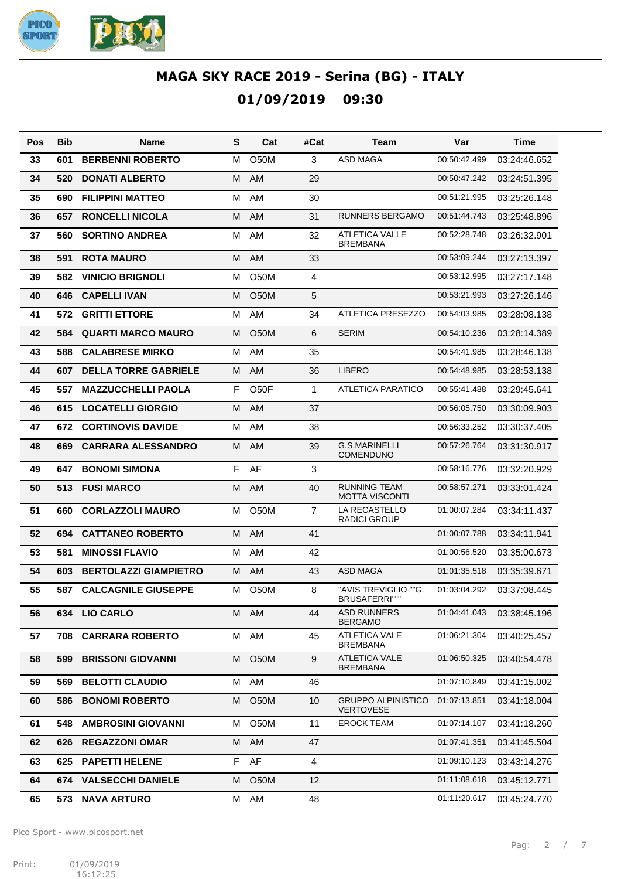# MAGA SKY RACE 2019 - Serina (BG) - ITALY

## 01/09/2019 09:30

| Pos | Bib | Name | S | Cat | #Cat | Team | Var | Time |
|---|---|---|---|---|---|---|---|---|
| 33 | 601 | BERBENNI ROBERTO | M | O50M | 3 | ASD MAGA | 00:50:42.499 | 03:24:46.652 |
| 34 | 520 | DONATI ALBERTO | M | AM | 29 | | 00:50:47.242 | 03:24:51.395 |
| 35 | 690 | FILIPPINI MATTEO | M | AM | 30 | | 00:51:21.995 | 03:25:26.148 |
| 36 | 657 | RONCELLI NICOLA | M | AM | 31 | RUNNERS BERGAMO | 00:51:44.743 | 03:25:48.896 |
| 37 | 560 | SORTINO ANDREA | M | AM | 32 | ATLETICA VALLE BREMBANA | 00:52:28.748 | 03:26:32.901 |
| 38 | 591 | ROTA MAURO | M | AM | 33 | | 00:53:09.244 | 03:27:13.397 |
| 39 | 582 | VINICIO BRIGNOLI | M | O50M | 4 | | 00:53:12.995 | 03:27:17.148 |
| 40 | 646 | CAPELLI IVAN | M | O50M | 5 | | 00:53:21.993 | 03:27:26.146 |
| 41 | 572 | GRITTI ETTORE | M | AM | 34 | ATLETICA PRESEZZO | 00:54:03.985 | 03:28:08.138 |
| 42 | 584 | QUARTI MARCO MAURO | M | O50M | 6 | SERIM | 00:54:10.236 | 03:28:14.389 |
| 43 | 588 | CALABRESE MIRKO | M | AM | 35 | | 00:54:41.985 | 03:28:46.138 |
| 44 | 607 | DELLA TORRE GABRIELE | M | AM | 36 | LIBERO | 00:54:48.985 | 03:28:53.138 |
| 45 | 557 | MAZZUCCHELLI PAOLA | F | O50F | 1 | ATLETICA PARATICO | 00:55:41.488 | 03:29:45.641 |
| 46 | 615 | LOCATELLI GIORGIO | M | AM | 37 | | 00:56:05.750 | 03:30:09.903 |
| 47 | 672 | CORTINOVIS DAVIDE | M | AM | 38 | | 00:56:33.252 | 03:30:37.405 |
| 48 | 669 | CARRARA ALESSANDRO | M | AM | 39 | G.S.MARINELLI COMENDUNO | 00:57:26.764 | 03:31:30.917 |
| 49 | 647 | BONOMI SIMONA | F | AF | 3 | | 00:58:16.776 | 03:32:20.929 |
| 50 | 513 | FUSI MARCO | M | AM | 40 | RUNNING TEAM MOTTA VISCONTI | 00:58:57.271 | 03:33:01.424 |
| 51 | 660 | CORLAZZOLI MAURO | M | O50M | 7 | LA RECASTELLO RADICI GROUP | 01:00:07.284 | 03:34:11.437 |
| 52 | 694 | CATTANEO ROBERTO | M | AM | 41 | | 01:00:07.788 | 03:34:11.941 |
| 53 | 581 | MINOSSI FLAVIO | M | AM | 42 | | 01:00:56.520 | 03:35:00.673 |
| 54 | 603 | BERTOLAZZI GIAMPIETRO | M | AM | 43 | ASD MAGA | 01:01:35.518 | 03:35:39.671 |
| 55 | 587 | CALCAGNILE GIUSEPPE | M | O50M | 8 | "AVIS TREVIGLIO ""G. BRUSAFERRI""" | 01:03:04.292 | 03:37:08.445 |
| 56 | 634 | LIO CARLO | M | AM | 44 | ASD RUNNERS BERGAMO | 01:04:41.043 | 03:38:45.196 |
| 57 | 708 | CARRARA ROBERTO | M | AM | 45 | ATLETICA VALE BREMBANA | 01:06:21.304 | 03:40:25.457 |
| 58 | 599 | BRISSONI GIOVANNI | M | O50M | 9 | ATLETICA VALE BREMBANA | 01:06:50.325 | 03:40:54.478 |
| 59 | 569 | BELOTTI CLAUDIO | M | AM | 46 | | 01:07:10.849 | 03:41:15.002 |
| 60 | 586 | BONOMI ROBERTO | M | O50M | 10 | GRUPPO ALPINISTICO VERTOVESE | 01:07:13.851 | 03:41:18.004 |
| 61 | 548 | AMBROSINI GIOVANNI | M | O50M | 11 | EROCK TEAM | 01:07:14.107 | 03:41:18.260 |
| 62 | 626 | REGAZZONI OMAR | M | AM | 47 | | 01:07:41.351 | 03:41:45.504 |
| 63 | 625 | PAPETTI HELENE | F | AF | 4 | | 01:09:10.123 | 03:43:14.276 |
| 64 | 674 | VALSECCHI DANIELE | M | O50M | 12 | | 01:11:08.618 | 03:45:12.771 |
| 65 | 573 | NAVA ARTURO | M | AM | 48 | | 01:11:20.617 | 03:45:24.770 |

Pico Sport - www.picosport.net

Print: 01/09/2019 16:12:25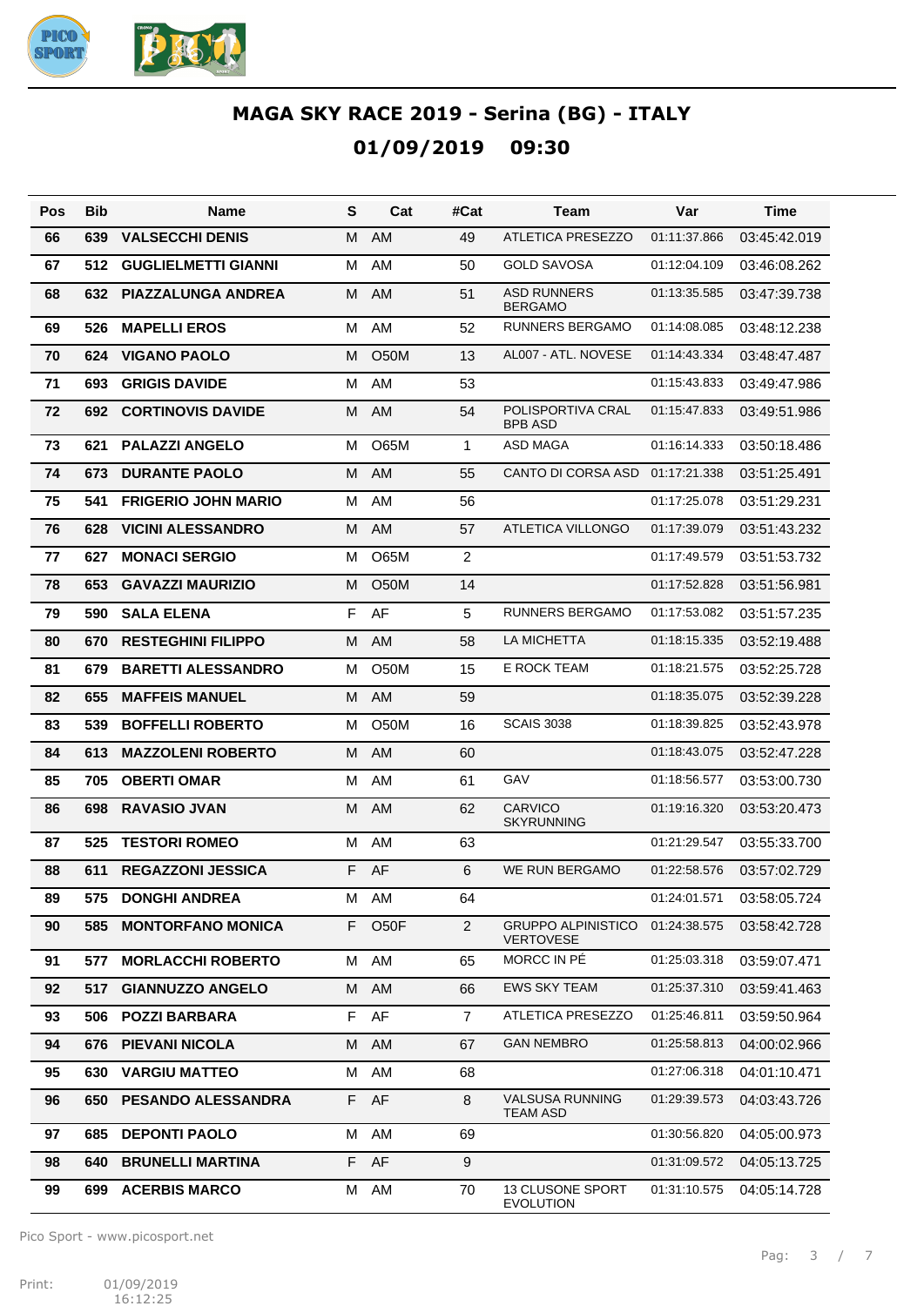# MAGA SKY RACE 2019 - Serina (BG) - ITALY

## 01/09/2019 09:30

| Pos | Bib | Name | S | Cat | #Cat | Team | Var | Time |
|---|---|---|---|---|---|---|---|---|
| 66 | 639 | VALSECCHI DENIS | M | AM | 49 | ATLETICA PRESEZZO | 01:11:37.866 | 03:45:42.019 |
| 67 | 512 | GUGLIELMETTI GIANNI | M | AM | 50 | GOLD SAVOSA | 01:12:04.109 | 03:46:08.262 |
| 68 | 632 | PIAZZALUNGA ANDREA | M | AM | 51 | ASD RUNNERS BERGAMO | 01:13:35.585 | 03:47:39.738 |
| 69 | 526 | MAPELLI EROS | M | AM | 52 | RUNNERS BERGAMO | 01:14:08.085 | 03:48:12.238 |
| 70 | 624 | VIGANO PAOLO | M | O50M | 13 | AL007 - ATL. NOVESE | 01:14:43.334 | 03:48:47.487 |
| 71 | 693 | GRIGIS DAVIDE | M | AM | 53 | | 01:15:43.833 | 03:49:47.986 |
| 72 | 692 | CORTINOVIS DAVIDE | M | AM | 54 | POLISPORTIVA CRAL BPB ASD | 01:15:47.833 | 03:49:51.986 |
| 73 | 621 | PALAZZI ANGELO | M | O65M | 1 | ASD MAGA | 01:16:14.333 | 03:50:18.486 |
| 74 | 673 | DURANTE PAOLO | M | AM | 55 | CANTO DI CORSA ASD | 01:17:21.338 | 03:51:25.491 |
| 75 | 541 | FRIGERIO JOHN MARIO | M | AM | 56 | | 01:17:25.078 | 03:51:29.231 |
| 76 | 628 | VICINI ALESSANDRO | M | AM | 57 | ATLETICA VILLONGO | 01:17:39.079 | 03:51:43.232 |
| 77 | 627 | MONACI SERGIO | M | O65M | 2 | | 01:17:49.579 | 03:51:53.732 |
| 78 | 653 | GAVAZZI MAURIZIO | M | O50M | 14 | | 01:17:52.828 | 03:51:56.981 |
| 79 | 590 | SALA ELENA | F | AF | 5 | RUNNERS BERGAMO | 01:17:53.082 | 03:51:57.235 |
| 80 | 670 | RESTEGHINI FILIPPO | M | AM | 58 | LA MICHETTA | 01:18:15.335 | 03:52:19.488 |
| 81 | 679 | BARETTI ALESSANDRO | M | O50M | 15 | E ROCK TEAM | 01:18:21.575 | 03:52:25.728 |
| 82 | 655 | MAFFEIS MANUEL | M | AM | 59 | | 01:18:35.075 | 03:52:39.228 |
| 83 | 539 | BOFFELLI ROBERTO | M | O50M | 16 | SCAIS 3038 | 01:18:39.825 | 03:52:43.978 |
| 84 | 613 | MAZZOLENI ROBERTO | M | AM | 60 | | 01:18:43.075 | 03:52:47.228 |
| 85 | 705 | OBERTI OMAR | M | AM | 61 | GAV | 01:18:56.577 | 03:53:00.730 |
| 86 | 698 | RAVASIO JVAN | M | AM | 62 | CARVICO SKYRUNNING | 01:19:16.320 | 03:53:20.473 |
| 87 | 525 | TESTORI ROMEO | M | AM | 63 | | 01:21:29.547 | 03:55:33.700 |
| 88 | 611 | REGAZZONI JESSICA | F | AF | 6 | WE RUN BERGAMO | 01:22:58.576 | 03:57:02.729 |
| 89 | 575 | DONGHI ANDREA | M | AM | 64 | | 01:24:01.571 | 03:58:05.724 |
| 90 | 585 | MONTORFANO MONICA | F | O50F | 2 | GRUPPO ALPINISTICO VERTOVESE | 01:24:38.575 | 03:58:42.728 |
| 91 | 577 | MORLACCHI ROBERTO | M | AM | 65 | MORCC IN PÉ | 01:25:03.318 | 03:59:07.471 |
| 92 | 517 | GIANNUZZO ANGELO | M | AM | 66 | EWS SKY TEAM | 01:25:37.310 | 03:59:41.463 |
| 93 | 506 | POZZI BARBARA | F | AF | 7 | ATLETICA PRESEZZO | 01:25:46.811 | 03:59:50.964 |
| 94 | 676 | PIEVANI NICOLA | M | AM | 67 | GAN NEMBRO | 01:25:58.813 | 04:00:02.966 |
| 95 | 630 | VARGIU MATTEO | M | AM | 68 | | 01:27:06.318 | 04:01:10.471 |
| 96 | 650 | PESANDO ALESSANDRA | F | AF | 8 | VALSUSA RUNNING TEAM ASD | 01:29:39.573 | 04:03:43.726 |
| 97 | 685 | DEPONTI PAOLO | M | AM | 69 | | 01:30:56.820 | 04:05:00.973 |
| 98 | 640 | BRUNELLI MARTINA | F | AF | 9 | | 01:31:09.572 | 04:05:13.725 |
| 99 | 699 | ACERBIS MARCO | M | AM | 70 | 13 CLUSONE SPORT EVOLUTION | 01:31:10.575 | 04:05:14.728 |

Pico Sport - www.picosport.net

Print: 01/09/2019 16:12:25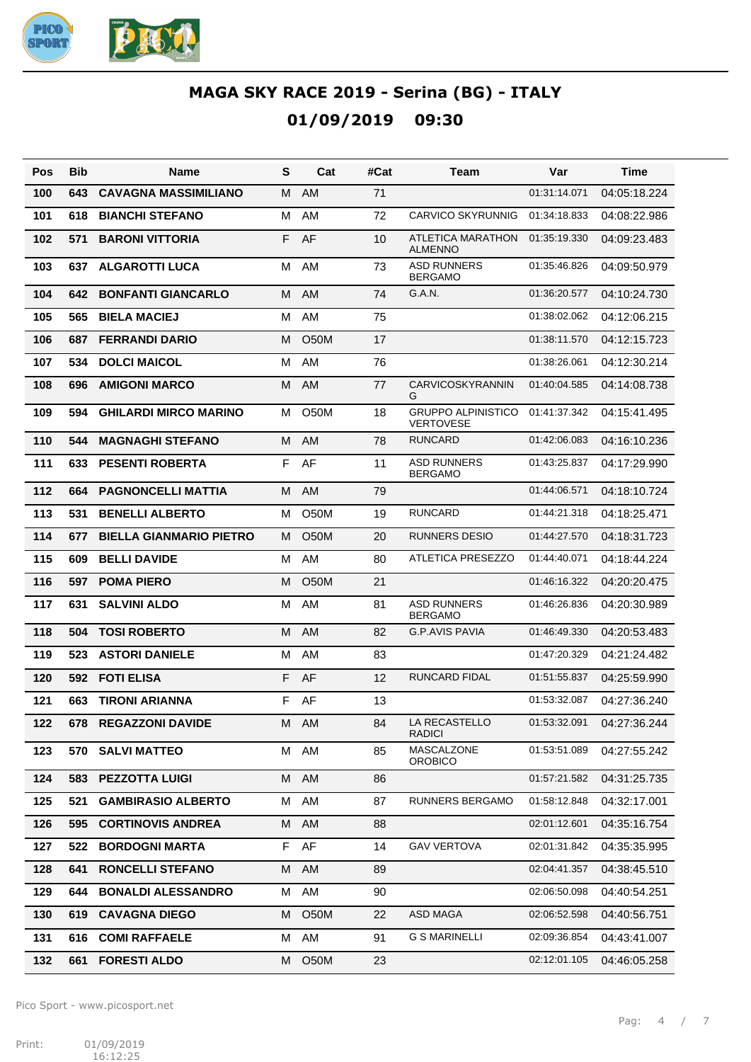# MAGA SKY RACE 2019 - Serina (BG) - ITALY

## 01/09/2019 09:30

| Pos | Bib | Name | S | Cat | #Cat | Team | Var | Time |
|---|---|---|---|---|---|---|---|---|
| 100 | 643 | CAVAGNA MASSIMILIANO | M | AM | 71 | | 01:31:14.071 | 04:05:18.224 |
| 101 | 618 | BIANCHI STEFANO | M | AM | 72 | CARVICO SKYRUNNIG | 01:34:18.833 | 04:08:22.986 |
| 102 | 571 | BARONI VITTORIA | F | AF | 10 | ATLETICA MARATHON ALMENNO | 01:35:19.330 | 04:09:23.483 |
| 103 | 637 | ALGAROTTI LUCA | M | AM | 73 | ASD RUNNERS BERGAMO | 01:35:46.826 | 04:09:50.979 |
| 104 | 642 | BONFANTI GIANCARLO | M | AM | 74 | G.A.N. | 01:36:20.577 | 04:10:24.730 |
| 105 | 565 | BIELA MACIEJ | M | AM | 75 | | 01:38:02.062 | 04:12:06.215 |
| 106 | 687 | FERRANDI DARIO | M | O50M | 17 | | 01:38:11.570 | 04:12:15.723 |
| 107 | 534 | DOLCI MAICOL | M | AM | 76 | | 01:38:26.061 | 04:12:30.214 |
| 108 | 696 | AMIGONI MARCO | M | AM | 77 | CARVICOSKYRANNIN G | 01:40:04.585 | 04:14:08.738 |
| 109 | 594 | GHILARDI MIRCO MARINO | M | O50M | 18 | GRUPPO ALPINISTICO VERTOVESE | 01:41:37.342 | 04:15:41.495 |
| 110 | 544 | MAGNAGHI STEFANO | M | AM | 78 | RUNCARD | 01:42:06.083 | 04:16:10.236 |
| 111 | 633 | PESENTI ROBERTA | F | AF | 11 | ASD RUNNERS BERGAMO | 01:43:25.837 | 04:17:29.990 |
| 112 | 664 | PAGNONCELLI MATTIA | M | AM | 79 | | 01:44:06.571 | 04:18:10.724 |
| 113 | 531 | BENELLI ALBERTO | M | O50M | 19 | RUNCARD | 01:44:21.318 | 04:18:25.471 |
| 114 | 677 | BIELLA GIANMARIO PIETRO | M | O50M | 20 | RUNNERS DESIO | 01:44:27.570 | 04:18:31.723 |
| 115 | 609 | BELLI DAVIDE | M | AM | 80 | ATLETICA PRESEZZO | 01:44:40.071 | 04:18:44.224 |
| 116 | 597 | POMA PIERO | M | O50M | 21 | | 01:46:16.322 | 04:20:20.475 |
| 117 | 631 | SALVINI ALDO | M | AM | 81 | ASD RUNNERS BERGAMO | 01:46:26.836 | 04:20:30.989 |
| 118 | 504 | TOSI ROBERTO | M | AM | 82 | G.P.AVIS PAVIA | 01:46:49.330 | 04:20:53.483 |
| 119 | 523 | ASTORI DANIELE | M | AM | 83 | | 01:47:20.329 | 04:21:24.482 |
| 120 | 592 | FOTI ELISA | F | AF | 12 | RUNCARD FIDAL | 01:51:55.837 | 04:25:59.990 |
| 121 | 663 | TIRONI ARIANNA | F | AF | 13 | | 01:53:32.087 | 04:27:36.240 |
| 122 | 678 | REGAZZONI DAVIDE | M | AM | 84 | LA RECASTELLO RADICI | 01:53:32.091 | 04:27:36.244 |
| 123 | 570 | SALVI MATTEO | M | AM | 85 | MASCALZONE OROBICO | 01:53:51.089 | 04:27:55.242 |
| 124 | 583 | PEZZOTTA LUIGI | M | AM | 86 | | 01:57:21.582 | 04:31:25.735 |
| 125 | 521 | GAMBIRASIO ALBERTO | M | AM | 87 | RUNNERS BERGAMO | 01:58:12.848 | 04:32:17.001 |
| 126 | 595 | CORTINOVIS ANDREA | M | AM | 88 | | 02:01:12.601 | 04:35:16.754 |
| 127 | 522 | BORDOGNI MARTA | F | AF | 14 | GAV VERTOVA | 02:01:31.842 | 04:35:35.995 |
| 128 | 641 | RONCELLI STEFANO | M | AM | 89 | | 02:04:41.357 | 04:38:45.510 |
| 129 | 644 | BONALDI ALESSANDRO | M | AM | 90 | | 02:06:50.098 | 04:40:54.251 |
| 130 | 619 | CAVAGNA DIEGO | M | O50M | 22 | ASD MAGA | 02:06:52.598 | 04:40:56.751 |
| 131 | 616 | COMI RAFFAELE | M | AM | 91 | G S MARINELLI | 02:09:36.854 | 04:43:41.007 |
| 132 | 661 | FORESTI ALDO | M | O50M | 23 | | 02:12:01.105 | 04:46:05.258 |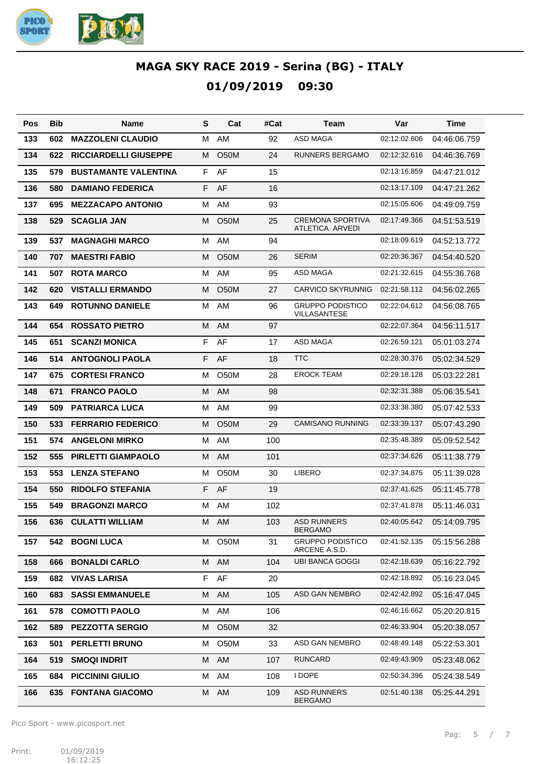# MAGA SKY RACE 2019 - Serina (BG) - ITALY

## 01/09/2019 09:30

| Pos | Bib | Name | S | Cat | #Cat | Team | Var | Time |
|---|---|---|---|---|---|---|---|---|
| 133 | 602 | MAZZOLENI CLAUDIO | M | AM | 92 | ASD MAGA | 02:12:02.606 | 04:46:06.759 |
| 134 | 622 | RICCIARDELLI GIUSEPPE | M | O50M | 24 | RUNNERS BERGAMO | 02:12:32.616 | 04:46:36.769 |
| 135 | 579 | BUSTAMANTE VALENTINA | F | AF | 15 | | 02:13:16.859 | 04:47:21.012 |
| 136 | 580 | DAMIANO FEDERICA | F | AF | 16 | | 02:13:17.109 | 04:47:21.262 |
| 137 | 695 | MEZZACAPO ANTONIO | M | AM | 93 | | 02:15:05.606 | 04:49:09.759 |
| 138 | 529 | SCAGLIA JAN | M | O50M | 25 | CREMONA SPORTIVA ATLETICA ARVEDI | 02:17:49.366 | 04:51:53.519 |
| 139 | 537 | MAGNAGHI MARCO | M | AM | 94 | | 02:18:09.619 | 04:52:13.772 |
| 140 | 707 | MAESTRI FABIO | M | O50M | 26 | SERIM | 02:20:36.367 | 04:54:40.520 |
| 141 | 507 | ROTA MARCO | M | AM | 95 | ASD MAGA | 02:21:32.615 | 04:55:36.768 |
| 142 | 620 | VISTALLI ERMANDO | M | O50M | 27 | CARVICO SKYRUNNIG | 02:21:58.112 | 04:56:02.265 |
| 143 | 649 | ROTUNNO DANIELE | M | AM | 96 | GRUPPO PODISTICO VILLASANTESE | 02:22:04.612 | 04:56:08.765 |
| 144 | 654 | ROSSATO PIETRO | M | AM | 97 | | 02:22:07.364 | 04:56:11.517 |
| 145 | 651 | SCANZI MONICA | F | AF | 17 | ASD MAGA | 02:26:59.121 | 05:01:03.274 |
| 146 | 514 | ANTOGNOLI PAOLA | F | AF | 18 | TTC | 02:28:30.376 | 05:02:34.529 |
| 147 | 675 | CORTESI FRANCO | M | O50M | 28 | EROCK TEAM | 02:29:18.128 | 05:03:22.281 |
| 148 | 671 | FRANCO PAOLO | M | AM | 98 | | 02:32:31.388 | 05:06:35.541 |
| 149 | 509 | PATRIARCA LUCA | M | AM | 99 | | 02:33:38.380 | 05:07:42.533 |
| 150 | 533 | FERRARIO FEDERICO | M | O50M | 29 | CAMISANO RUNNING | 02:33:39.137 | 05:07:43.290 |
| 151 | 574 | ANGELONI MIRKO | M | AM | 100 | | 02:35:48.389 | 05:09:52.542 |
| 152 | 555 | PIRLETTI GIAMPAOLO | M | AM | 101 | | 02:37:34.626 | 05:11:38.779 |
| 153 | 553 | LENZA STEFANO | M | O50M | 30 | LIBERO | 02:37:34.875 | 05:11:39.028 |
| 154 | 550 | RIDOLFO STEFANIA | F | AF | 19 | | 02:37:41.625 | 05:11:45.778 |
| 155 | 549 | BRAGONZI MARCO | M | AM | 102 | | 02:37:41.878 | 05:11:46.031 |
| 156 | 636 | CULATTI WILLIAM | M | AM | 103 | ASD RUNNERS BERGAMO | 02:40:05.642 | 05:14:09.795 |
| 157 | 542 | BOGNI LUCA | M | O50M | 31 | GRUPPO PODISTICO ARCENE A.S.D. | 02:41:52.135 | 05:15:56.288 |
| 158 | 666 | BONALDI CARLO | M | AM | 104 | UBI BANCA GOGGI | 02:42:18.639 | 05:16:22.792 |
| 159 | 682 | VIVAS LARISA | F | AF | 20 | | 02:42:18.892 | 05:16:23.045 |
| 160 | 683 | SASSI EMMANUELE | M | AM | 105 | ASD GAN NEMBRO | 02:42:42.892 | 05:16:47.045 |
| 161 | 578 | COMOTTI PAOLO | M | AM | 106 | | 02:46:16.662 | 05:20:20.815 |
| 162 | 589 | PEZZOTTA SERGIO | M | O50M | 32 | | 02:46:33.904 | 05:20:38.057 |
| 163 | 501 | PERLETTI BRUNO | M | O50M | 33 | ASD GAN NEMBRO | 02:48:49.148 | 05:22:53.301 |
| 164 | 519 | SMOQI INDRIT | M | AM | 107 | RUNCARD | 02:49:43.909 | 05:23:48.062 |
| 165 | 684 | PICCININI GIULIO | M | AM | 108 | I DOPE | 02:50:34.396 | 05:24:38.549 |
| 166 | 635 | FONTANA GIACOMO | M | AM | 109 | ASD RUNNERS BERGAMO | 02:51:40.138 | 05:25:44.291 |

Pico Sport - www.picosport.net

Print: 01/09/2019 16:12:25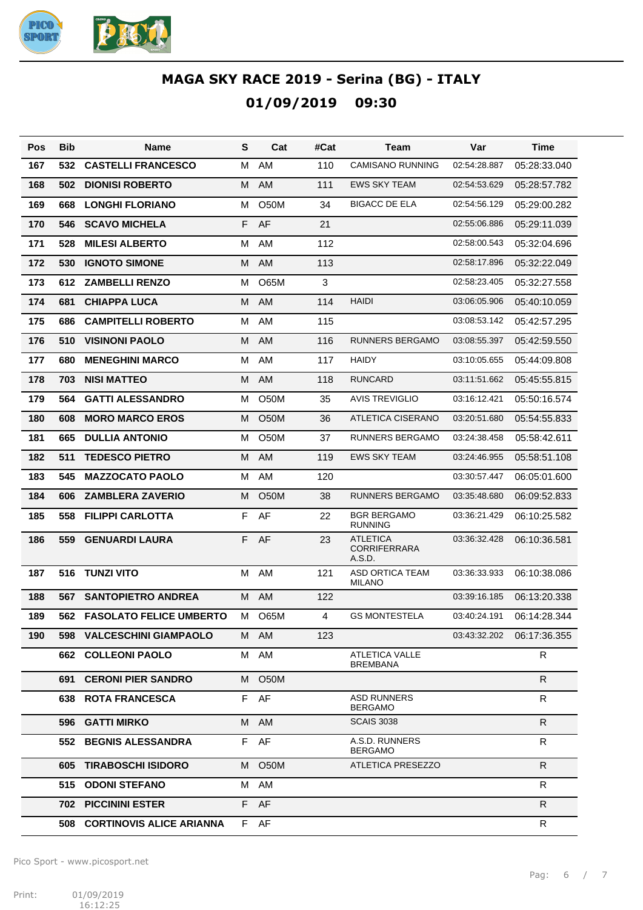# MAGA SKY RACE 2019 - Serina (BG) - ITALY

## 01/09/2019 09:30

| Pos | Bib | Name | S | Cat | #Cat | Team | Var | Time |
|---|---|---|---|---|---|---|---|---|
| 167 | 532 | CASTELLI FRANCESCO | M | AM | 110 | CAMISANO RUNNING | 02:54:28.887 | 05:28:33.040 |
| 168 | 502 | DIONISI ROBERTO | M | AM | 111 | EWS SKY TEAM | 02:54:53.629 | 05:28:57.782 |
| 169 | 668 | LONGHI FLORIANO | M | O50M | 34 | BIGACC DE ELA | 02:54:56.129 | 05:29:00.282 |
| 170 | 546 | SCAVO MICHELA | F | AF | 21 | | 02:55:06.886 | 05:29:11.039 |
| 171 | 528 | MILESI ALBERTO | M | AM | 112 | | 02:58:00.543 | 05:32:04.696 |
| 172 | 530 | IGNOTO SIMONE | M | AM | 113 | | 02:58:17.896 | 05:32:22.049 |
| 173 | 612 | ZAMBELLI RENZO | M | O65M | 3 | | 02:58:23.405 | 05:32:27.558 |
| 174 | 681 | CHIAPPA LUCA | M | AM | 114 | HAIDI | 03:06:05.906 | 05:40:10.059 |
| 175 | 686 | CAMPITELLI ROBERTO | M | AM | 115 | | 03:08:53.142 | 05:42:57.295 |
| 176 | 510 | VISINONI PAOLO | M | AM | 116 | RUNNERS BERGAMO | 03:08:55.397 | 05:42:59.550 |
| 177 | 680 | MENEGHINI MARCO | M | AM | 117 | HAIDY | 03:10:05.655 | 05:44:09.808 |
| 178 | 703 | NISI MATTEO | M | AM | 118 | RUNCARD | 03:11:51.662 | 05:45:55.815 |
| 179 | 564 | GATTI ALESSANDRO | M | O50M | 35 | AVIS TREVIGLIO | 03:16:12.421 | 05:50:16.574 |
| 180 | 608 | MORO MARCO EROS | M | O50M | 36 | ATLETICA CISERANO | 03:20:51.680 | 05:54:55.833 |
| 181 | 665 | DULLIA ANTONIO | M | O50M | 37 | RUNNERS BERGAMO | 03:24:38.458 | 05:58:42.611 |
| 182 | 511 | TEDESCO PIETRO | M | AM | 119 | EWS SKY TEAM | 03:24:46.955 | 05:58:51.108 |
| 183 | 545 | MAZZOCATO PAOLO | M | AM | 120 | | 03:30:57.447 | 06:05:01.600 |
| 184 | 606 | ZAMBLERA ZAVERIO | M | O50M | 38 | RUNNERS BERGAMO | 03:35:48.680 | 06:09:52.833 |
| 185 | 558 | FILIPPI CARLOTTA | F | AF | 22 | BGR BERGAMO RUNNING | 03:36:21.429 | 06:10:25.582 |
| 186 | 559 | GENUARDI LAURA | F | AF | 23 | ATLETICA CORRIFERRARA A.S.D. | 03:36:32.428 | 06:10:36.581 |
| 187 | 516 | TUNZI VITO | M | AM | 121 | ASD ORTICA TEAM MILANO | 03:36:33.933 | 06:10:38.086 |
| 188 | 567 | SANTOPIETRO ANDREA | M | AM | 122 | | 03:39:16.185 | 06:13:20.338 |
| 189 | 562 | FASOLATO FELICE UMBERTO | M | O65M | 4 | GS MONTESTELA | 03:40:24.191 | 06:14:28.344 |
| 190 | 598 | VALCESCHINI GIAMPAOLO | M | AM | 123 | | 03:43:32.202 | 06:17:36.355 |
| | 662 | COLLEONI PAOLO | M | AM | | ATLETICA VALLE BREMBANA | | R |
| | 691 | CERONI PIER SANDRO | M | O50M | | | | R |
| | 638 | ROTA FRANCESCA | F | AF | | ASD RUNNERS BERGAMO | | R |
| | 596 | GATTI MIRKO | M | AM | | SCAIS 3038 | | R |
| | 552 | BEGNIS ALESSANDRA | F | AF | | A.S.D. RUNNERS BERGAMO | | R |
| | 605 | TIRABOSCHI ISIDORO | M | O50M | | ATLETICA PRESEZZO | | R |
| | 515 | ODONI STEFANO | M | AM | | | | R |
| | 702 | PICCININI ESTER | F | AF | | | | R |
| | 508 | CORTINOVIS ALICE ARIANNA | F | AF | | | | R |

Pico Sport - www.picosport.net

Print: 01/09/2019 16:12:25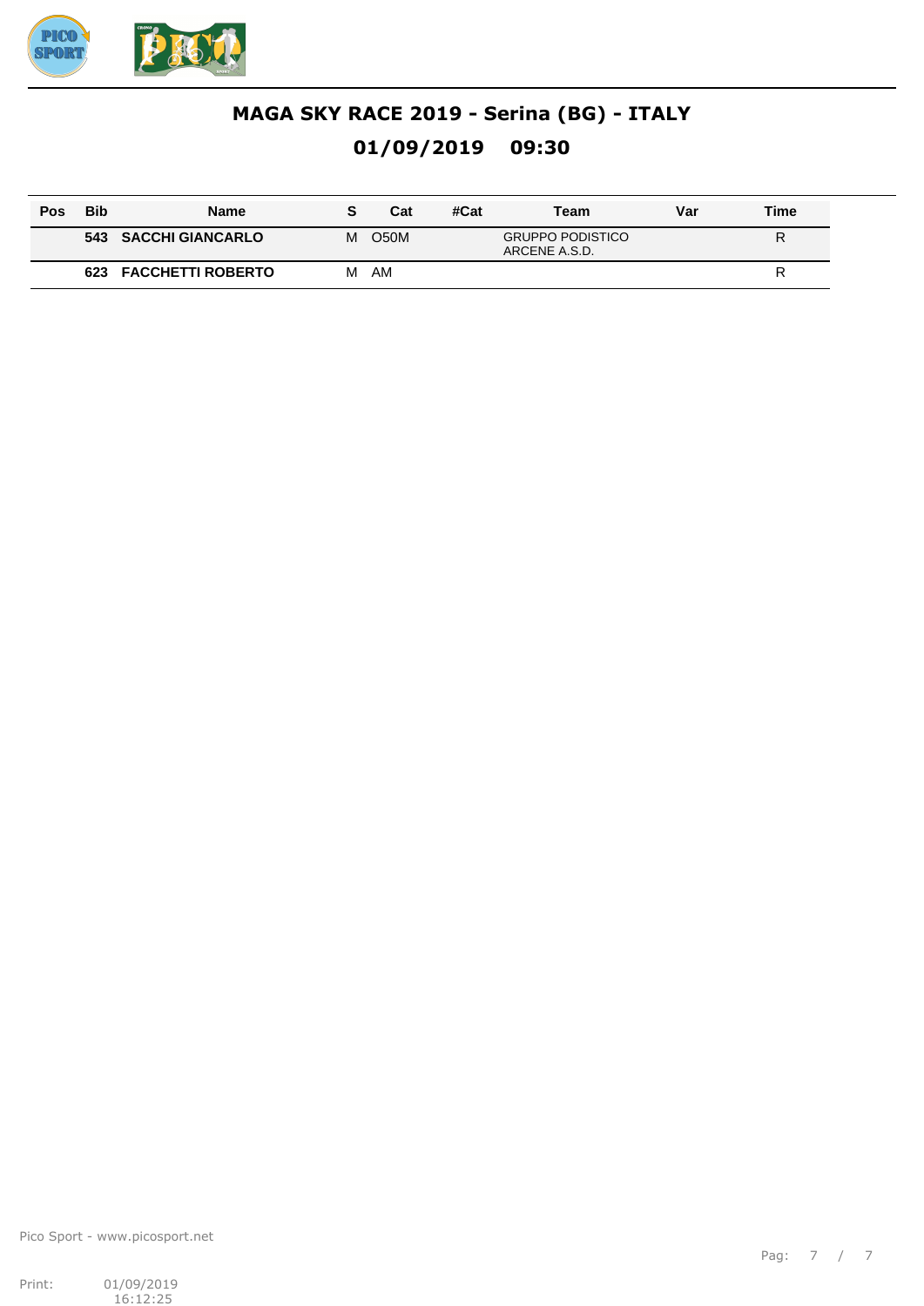# MAGA SKY RACE 2019 - Serina (BG) - ITALY

## 01/09/2019 09:30

| Pos | Bib | Name | S | Cat | #Cat | Team | Var | Time |
|---|---|---|---|---|---|---|---|---|
| | 543 | **SACCHI GIANCARLO** | M | O50M | | GRUPPO PODISTICO ARCENE A.S.D. | | R |
| | 623 | **FACCHETTI ROBERTO** | M | AM | | | | R |

Pico Sport - www.picosport.net

Print: 01/09/2019 16:12:25